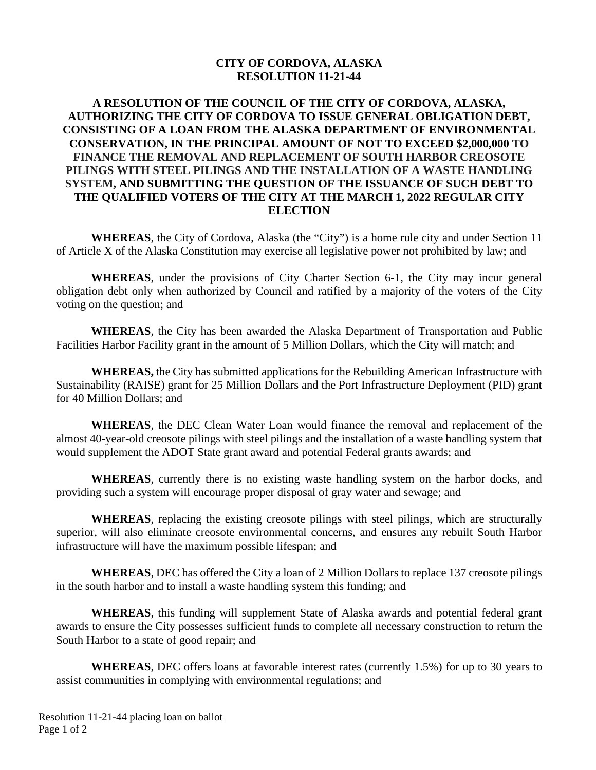# CITY OF CORDOVA, ALASKA
# RESOLUTION 11-21-44

## A RESOLUTION OF THE COUNCIL OF THE CITY OF CORDOVA, ALASKA, AUTHORIZING THE CITY OF CORDOVA TO ISSUE GENERAL OBLIGATION DEBT, CONSISTING OF A LOAN FROM THE ALASKA DEPARTMENT OF ENVIRONMENTAL CONSERVATION, IN THE PRINCIPAL AMOUNT OF NOT TO EXCEED $2,000,000 TO FINANCE THE REMOVAL AND REPLACEMENT OF SOUTH HARBOR CREOSOTE PILINGS WITH STEEL PILINGS AND THE INSTALLATION OF A WASTE HANDLING SYSTEM, AND SUBMITTING THE QUESTION OF THE ISSUANCE OF SUCH DEBT TO THE QUALIFIED VOTERS OF THE CITY AT THE MARCH 1, 2022 REGULAR CITY ELECTION

**WHEREAS**, the City of Cordova, Alaska (the "City") is a home rule city and under Section 11 of Article X of the Alaska Constitution may exercise all legislative power not prohibited by law; and

**WHEREAS**, under the provisions of City Charter Section 6-1, the City may incur general obligation debt only when authorized by Council and ratified by a majority of the voters of the City voting on the question; and

**WHEREAS**, the City has been awarded the Alaska Department of Transportation and Public Facilities Harbor Facility grant in the amount of 5 Million Dollars, which the City will match; and

**WHEREAS,** the City has submitted applications for the Rebuilding American Infrastructure with Sustainability (RAISE) grant for 25 Million Dollars and the Port Infrastructure Deployment (PID) grant for 40 Million Dollars; and

**WHEREAS**, the DEC Clean Water Loan would finance the removal and replacement of the almost 40-year-old creosote pilings with steel pilings and the installation of a waste handling system that would supplement the ADOT State grant award and potential Federal grants awards; and

**WHEREAS**, currently there is no existing waste handling system on the harbor docks, and providing such a system will encourage proper disposal of gray water and sewage; and

**WHEREAS**, replacing the existing creosote pilings with steel pilings, which are structurally superior, will also eliminate creosote environmental concerns, and ensures any rebuilt South Harbor infrastructure will have the maximum possible lifespan; and

**WHEREAS**, DEC has offered the City a loan of 2 Million Dollars to replace 137 creosote pilings in the south harbor and to install a waste handling system this funding; and

**WHEREAS**, this funding will supplement State of Alaska awards and potential federal grant awards to ensure the City possesses sufficient funds to complete all necessary construction to return the South Harbor to a state of good repair; and

**WHEREAS**, DEC offers loans at favorable interest rates (currently 1.5%) for up to 30 years to assist communities in complying with environmental regulations; and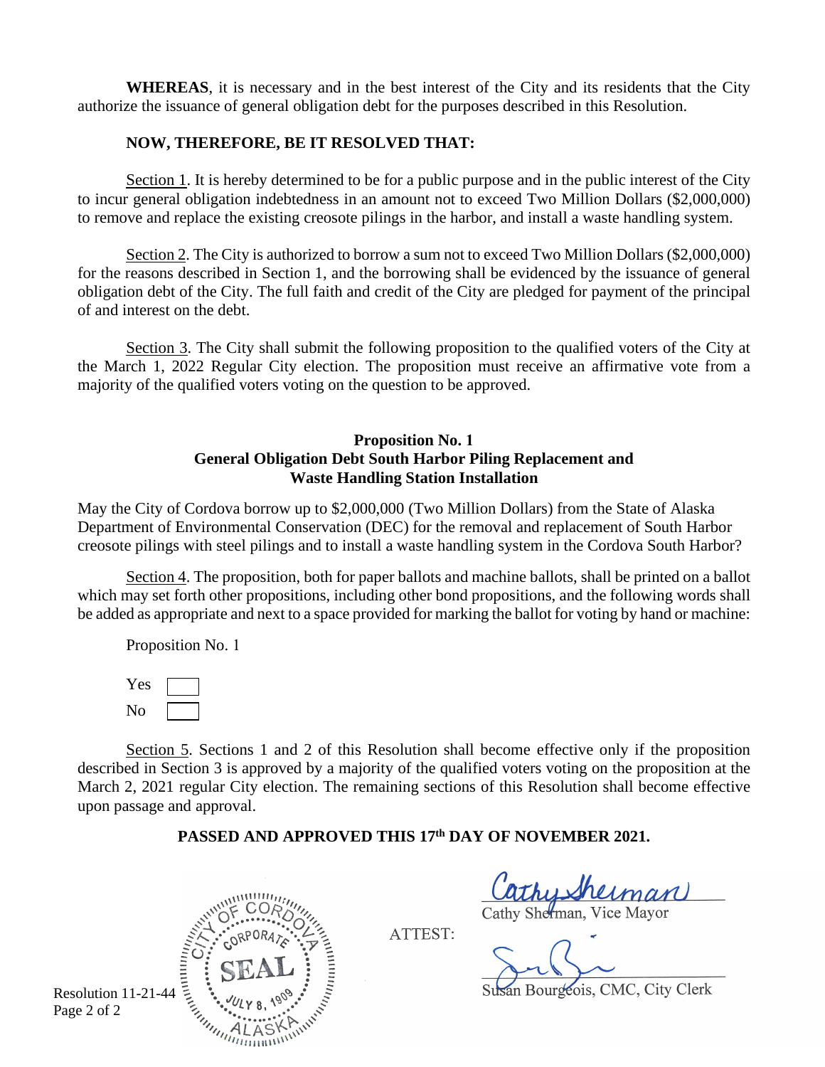**WHEREAS**, it is necessary and in the best interest of the City and its residents that the City authorize the issuance of general obligation debt for the purposes described in this Resolution.

**NOW, THEREFORE, BE IT RESOLVED THAT:**

Section 1. It is hereby determined to be for a public purpose and in the public interest of the City to incur general obligation indebtedness in an amount not to exceed Two Million Dollars ($2,000,000) to remove and replace the existing creosote pilings in the harbor, and install a waste handling system.

Section 2. The City is authorized to borrow a sum not to exceed Two Million Dollars ($2,000,000) for the reasons described in Section 1, and the borrowing shall be evidenced by the issuance of general obligation debt of the City. The full faith and credit of the City are pledged for payment of the principal of and interest on the debt.

Section 3. The City shall submit the following proposition to the qualified voters of the City at the March 1, 2022 Regular City election. The proposition must receive an affirmative vote from a majority of the qualified voters voting on the question to be approved.

**Proposition No. 1**
**General Obligation Debt South Harbor Piling Replacement and Waste Handling Station Installation**

May the City of Cordova borrow up to $2,000,000 (Two Million Dollars) from the State of Alaska Department of Environmental Conservation (DEC) for the removal and replacement of South Harbor creosote pilings with steel pilings and to install a waste handling system in the Cordova South Harbor?

Section 4. The proposition, both for paper ballots and machine ballots, shall be printed on a ballot which may set forth other propositions, including other bond propositions, and the following words shall be added as appropriate and next to a space provided for marking the ballot for voting by hand or machine:

Proposition No. 1

Yes ☐

No ☐

Section 5. Sections 1 and 2 of this Resolution shall become effective only if the proposition described in Section 3 is approved by a majority of the qualified voters voting on the proposition at the March 2, 2021 regular City election. The remaining sections of this Resolution shall become effective upon passage and approval.

**PASSED AND APPROVED THIS 17th DAY OF NOVEMBER 2021.**

Cathy Sherman
Cathy Sherman, Vice Mayor

ATTEST:

Susan Bourgeois, CMC, City Clerk

CITY OF CORDOVA CORPORATE SEAL JULY 8, 1909 ALASKA

Resolution 11-21-44